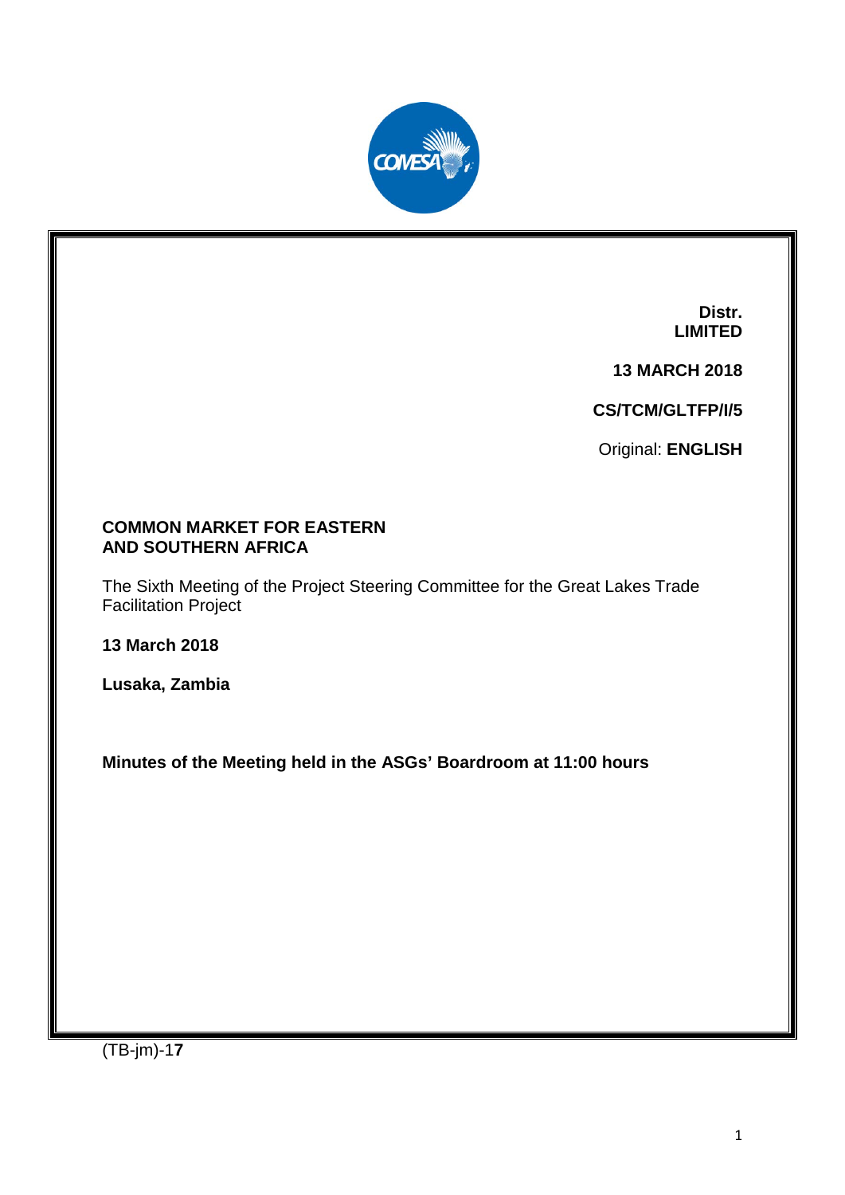**Distr.**
**LIMITED**

**13 MARCH 2018**

**CS/TCM/GLTFP/I/5**

Original: **ENGLISH**

**COMMON MARKET FOR EASTERN AND SOUTHERN AFRICA**

The Sixth Meeting of the Project Steering Committee for the Great Lakes Trade Facilitation Project

**13 March 2018**

**Lusaka, Zambia**

**Minutes of the Meeting held in the ASGs' Boardroom at 11:00 hours**

(TB-jm)-1**7**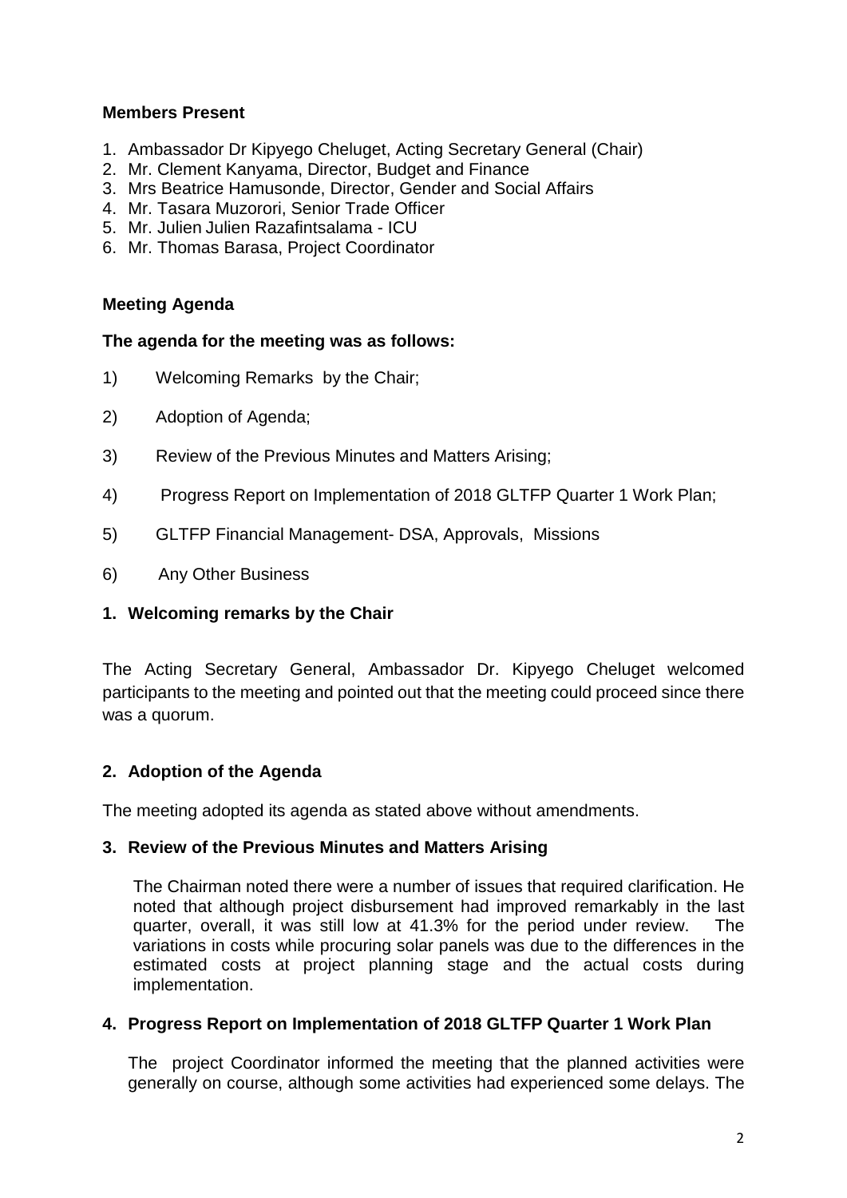**Members Present**

1. Ambassador Dr Kipyego Cheluget, Acting Secretary General (Chair)
2. Mr. Clement Kanyama, Director, Budget and Finance
3. Mrs Beatrice Hamusonde, Director, Gender and Social Affairs
4. Mr. Tasara Muzorori, Senior Trade Officer
5. Mr. Julien Julien Razafintsalama - ICU
6. Mr. Thomas Barasa, Project Coordinator

**Meeting Agenda**

**The agenda for the meeting was as follows:**

1) Welcoming Remarks by the Chair;

2) Adoption of Agenda;

3) Review of the Previous Minutes and Matters Arising;

4) Progress Report on Implementation of 2018 GLTFP Quarter 1 Work Plan;

5) GLTFP Financial Management- DSA, Approvals, Missions

6) Any Other Business

**1. Welcoming remarks by the Chair**

The Acting Secretary General, Ambassador Dr. Kipyego Cheluget welcomed participants to the meeting and pointed out that the meeting could proceed since there was a quorum.

**2. Adoption of the Agenda**

The meeting adopted its agenda as stated above without amendments.

**3. Review of the Previous Minutes and Matters Arising**

The Chairman noted there were a number of issues that required clarification. He noted that although project disbursement had improved remarkably in the last quarter, overall, it was still low at 41.3% for the period under review. The variations in costs while procuring solar panels was due to the differences in the estimated costs at project planning stage and the actual costs during implementation.

**4. Progress Report on Implementation of 2018 GLTFP Quarter 1 Work Plan**

The project Coordinator informed the meeting that the planned activities were generally on course, although some activities had experienced some delays. The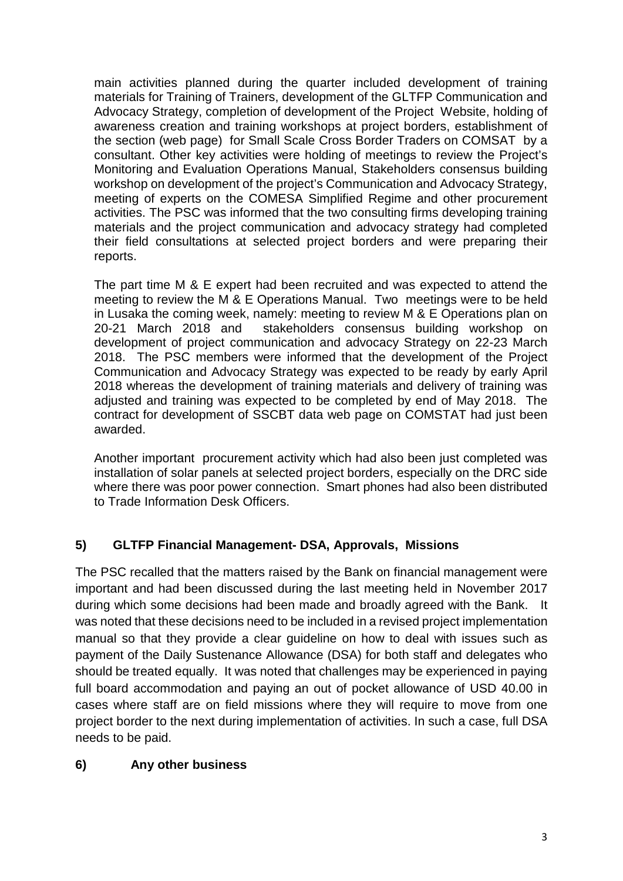main activities planned during the quarter included development of training materials for Training of Trainers, development of the GLTFP Communication and Advocacy Strategy, completion of development of the Project Website, holding of awareness creation and training workshops at project borders, establishment of the section (web page) for Small Scale Cross Border Traders on COMSAT by a consultant. Other key activities were holding of meetings to review the Project's Monitoring and Evaluation Operations Manual, Stakeholders consensus building workshop on development of the project's Communication and Advocacy Strategy, meeting of experts on the COMESA Simplified Regime and other procurement activities. The PSC was informed that the two consulting firms developing training materials and the project communication and advocacy strategy had completed their field consultations at selected project borders and were preparing their reports.

The part time M & E expert had been recruited and was expected to attend the meeting to review the M & E Operations Manual. Two meetings were to be held in Lusaka the coming week, namely: meeting to review M & E Operations plan on 20-21 March 2018 and stakeholders consensus building workshop on development of project communication and advocacy Strategy on 22-23 March 2018. The PSC members were informed that the development of the Project Communication and Advocacy Strategy was expected to be ready by early April 2018 whereas the development of training materials and delivery of training was adjusted and training was expected to be completed by end of May 2018. The contract for development of SSCBT data web page on COMSTAT had just been awarded.

Another important procurement activity which had also been just completed was installation of solar panels at selected project borders, especially on the DRC side where there was poor power connection. Smart phones had also been distributed to Trade Information Desk Officers.

## 5) GLTFP Financial Management- DSA, Approvals, Missions

The PSC recalled that the matters raised by the Bank on financial management were important and had been discussed during the last meeting held in November 2017 during which some decisions had been made and broadly agreed with the Bank. It was noted that these decisions need to be included in a revised project implementation manual so that they provide a clear guideline on how to deal with issues such as payment of the Daily Sustenance Allowance (DSA) for both staff and delegates who should be treated equally. It was noted that challenges may be experienced in paying full board accommodation and paying an out of pocket allowance of USD 40.00 in cases where staff are on field missions where they will require to move from one project border to the next during implementation of activities. In such a case, full DSA needs to be paid.

## 6) Any other business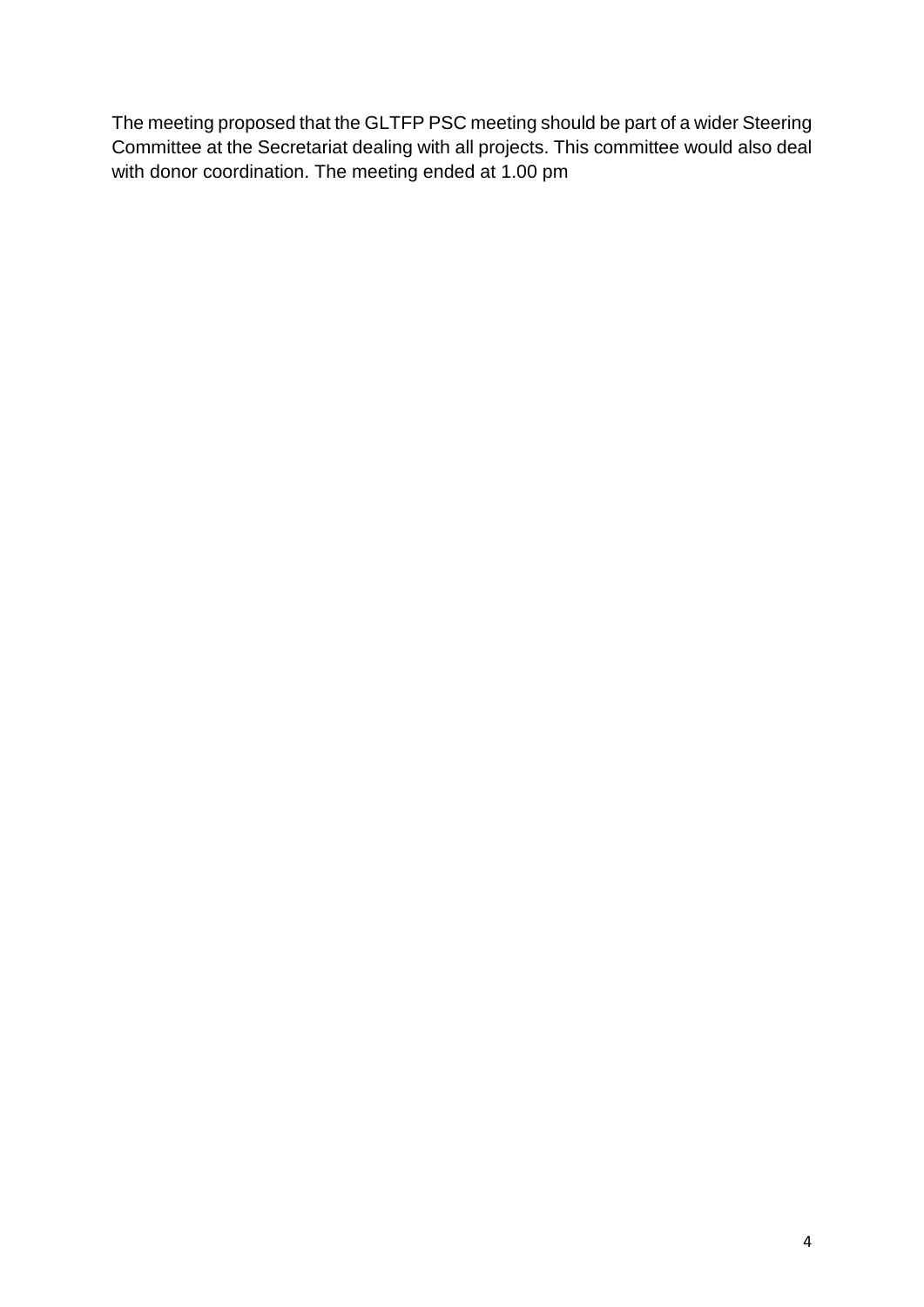The meeting proposed that the GLTFP PSC meeting should be part of a wider Steering Committee at the Secretariat dealing with all projects. This committee would also deal with donor coordination. The meeting ended at 1.00 pm